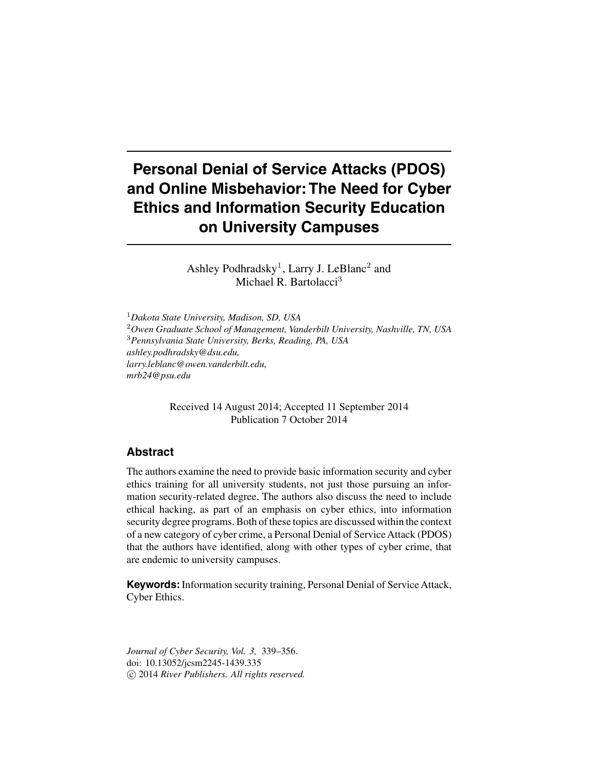# Personal Denial of Service Attacks (PDOS) and Online Misbehavior: The Need for Cyber Ethics and Information Security Education on University Campuses

Ashley Podhradsky[1], Larry J. LeBlanc[2] and Michael R. Bartolacci[3]

[1]*Dakota State University, Madison, SD, USA*
[2]*Owen Graduate School of Management, Vanderbilt University, Nashville, TN, USA*
[3]*Pennsylvania State University, Berks, Reading, PA, USA*
*ashley.podhradsky@dsu.edu,*
*larry.leblanc@owen.vanderbilt.edu,*
*mrb24@psu.edu*

Received 14 August 2014; Accepted 11 September 2014
Publication 7 October 2014

## Abstract

The authors examine the need to provide basic information security and cyber ethics training for all university students, not just those pursuing an information security-related degree. The authors also discuss the need to include ethical hacking, as part of an emphasis on cyber ethics, into information security degree programs. Both of these topics are discussed within the context of a new category of cyber crime, a Personal Denial of Service Attack (PDOS) that the authors have identified, along with other types of cyber crime, that are endemic to university campuses.

**Keywords:** Information security training, Personal Denial of Service Attack, Cyber Ethics.

*Journal of Cyber Security, Vol. 3,* 339–356.
doi: 10.13052/jcsm2245-1439.335
© 2014 *River Publishers. All rights reserved.*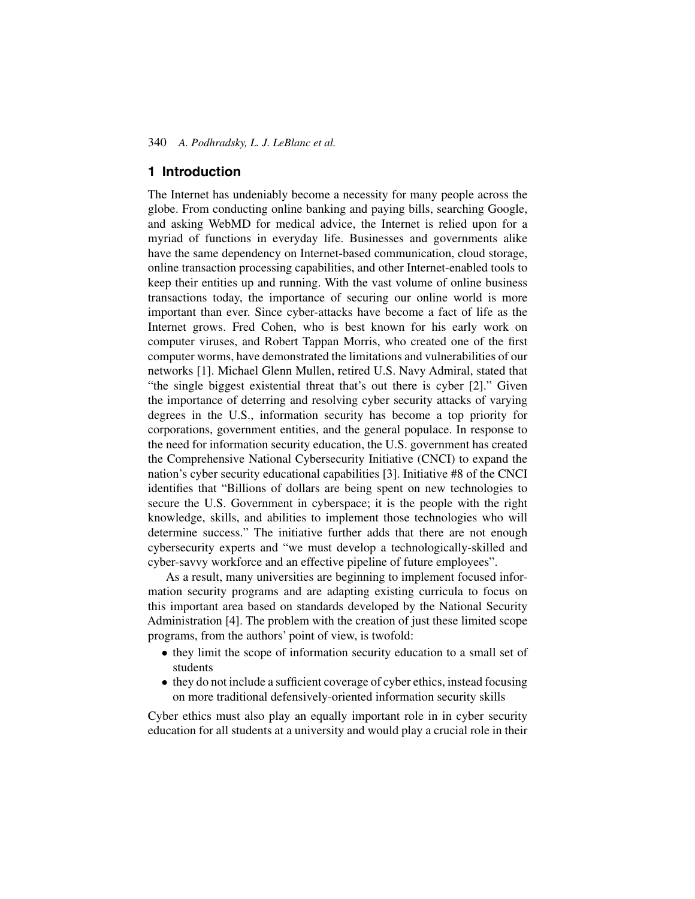## 1 Introduction

The Internet has undeniably become a necessity for many people across the globe. From conducting online banking and paying bills, searching Google, and asking WebMD for medical advice, the Internet is relied upon for a myriad of functions in everyday life. Businesses and governments alike have the same dependency on Internet-based communication, cloud storage, online transaction processing capabilities, and other Internet-enabled tools to keep their entities up and running. With the vast volume of online business transactions today, the importance of securing our online world is more important than ever. Since cyber-attacks have become a fact of life as the Internet grows. Fred Cohen, who is best known for his early work on computer viruses, and Robert Tappan Morris, who created one of the first computer worms, have demonstrated the limitations and vulnerabilities of our networks [1]. Michael Glenn Mullen, retired U.S. Navy Admiral, stated that "the single biggest existential threat that's out there is cyber [2]." Given the importance of deterring and resolving cyber security attacks of varying degrees in the U.S., information security has become a top priority for corporations, government entities, and the general populace. In response to the need for information security education, the U.S. government has created the Comprehensive National Cybersecurity Initiative (CNCI) to expand the nation's cyber security educational capabilities [3]. Initiative #8 of the CNCI identifies that "Billions of dollars are being spent on new technologies to secure the U.S. Government in cyberspace; it is the people with the right knowledge, skills, and abilities to implement those technologies who will determine success." The initiative further adds that there are not enough cybersecurity experts and "we must develop a technologically-skilled and cyber-savvy workforce and an effective pipeline of future employees".

As a result, many universities are beginning to implement focused information security programs and are adapting existing curricula to focus on this important area based on standards developed by the National Security Administration [4]. The problem with the creation of just these limited scope programs, from the authors' point of view, is twofold:

- they limit the scope of information security education to a small set of students
- they do not include a sufficient coverage of cyber ethics, instead focusing on more traditional defensively-oriented information security skills

Cyber ethics must also play an equally important role in in cyber security education for all students at a university and would play a crucial role in their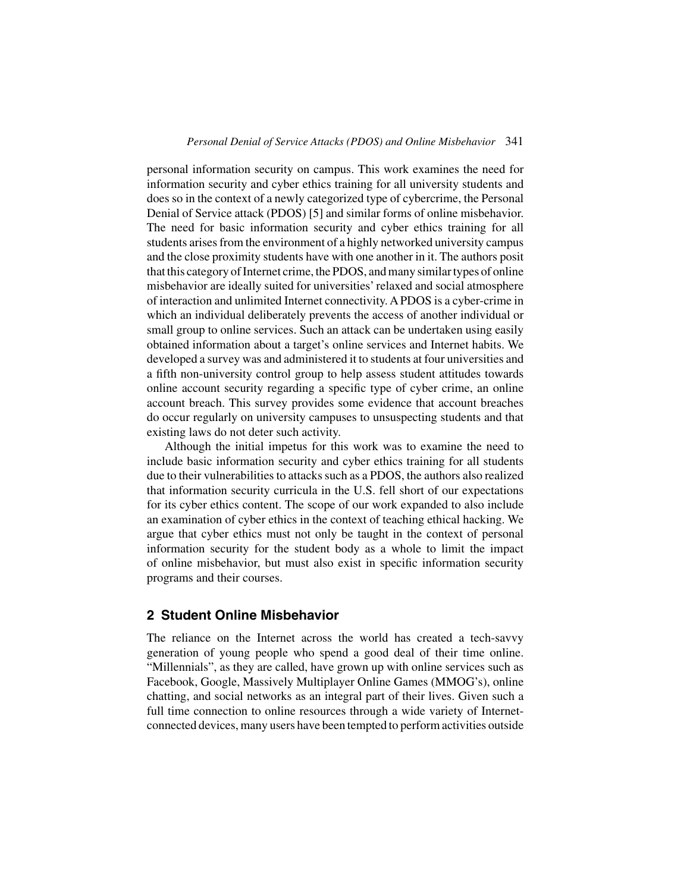personal information security on campus. This work examines the need for information security and cyber ethics training for all university students and does so in the context of a newly categorized type of cybercrime, the Personal Denial of Service attack (PDOS) [5] and similar forms of online misbehavior. The need for basic information security and cyber ethics training for all students arises from the environment of a highly networked university campus and the close proximity students have with one another in it. The authors posit that this category of Internet crime, the PDOS, and many similar types of online misbehavior are ideally suited for universities' relaxed and social atmosphere of interaction and unlimited Internet connectivity. A PDOS is a cyber-crime in which an individual deliberately prevents the access of another individual or small group to online services. Such an attack can be undertaken using easily obtained information about a target's online services and Internet habits. We developed a survey was and administered it to students at four universities and a fifth non-university control group to help assess student attitudes towards online account security regarding a specific type of cyber crime, an online account breach. This survey provides some evidence that account breaches do occur regularly on university campuses to unsuspecting students and that existing laws do not deter such activity.

Although the initial impetus for this work was to examine the need to include basic information security and cyber ethics training for all students due to their vulnerabilities to attacks such as a PDOS, the authors also realized that information security curricula in the U.S. fell short of our expectations for its cyber ethics content. The scope of our work expanded to also include an examination of cyber ethics in the context of teaching ethical hacking. We argue that cyber ethics must not only be taught in the context of personal information security for the student body as a whole to limit the impact of online misbehavior, but must also exist in specific information security programs and their courses.

## 2 Student Online Misbehavior

The reliance on the Internet across the world has created a tech-savvy generation of young people who spend a good deal of their time online. "Millennials", as they are called, have grown up with online services such as Facebook, Google, Massively Multiplayer Online Games (MMOG's), online chatting, and social networks as an integral part of their lives. Given such a full time connection to online resources through a wide variety of Internet-connected devices, many users have been tempted to perform activities outside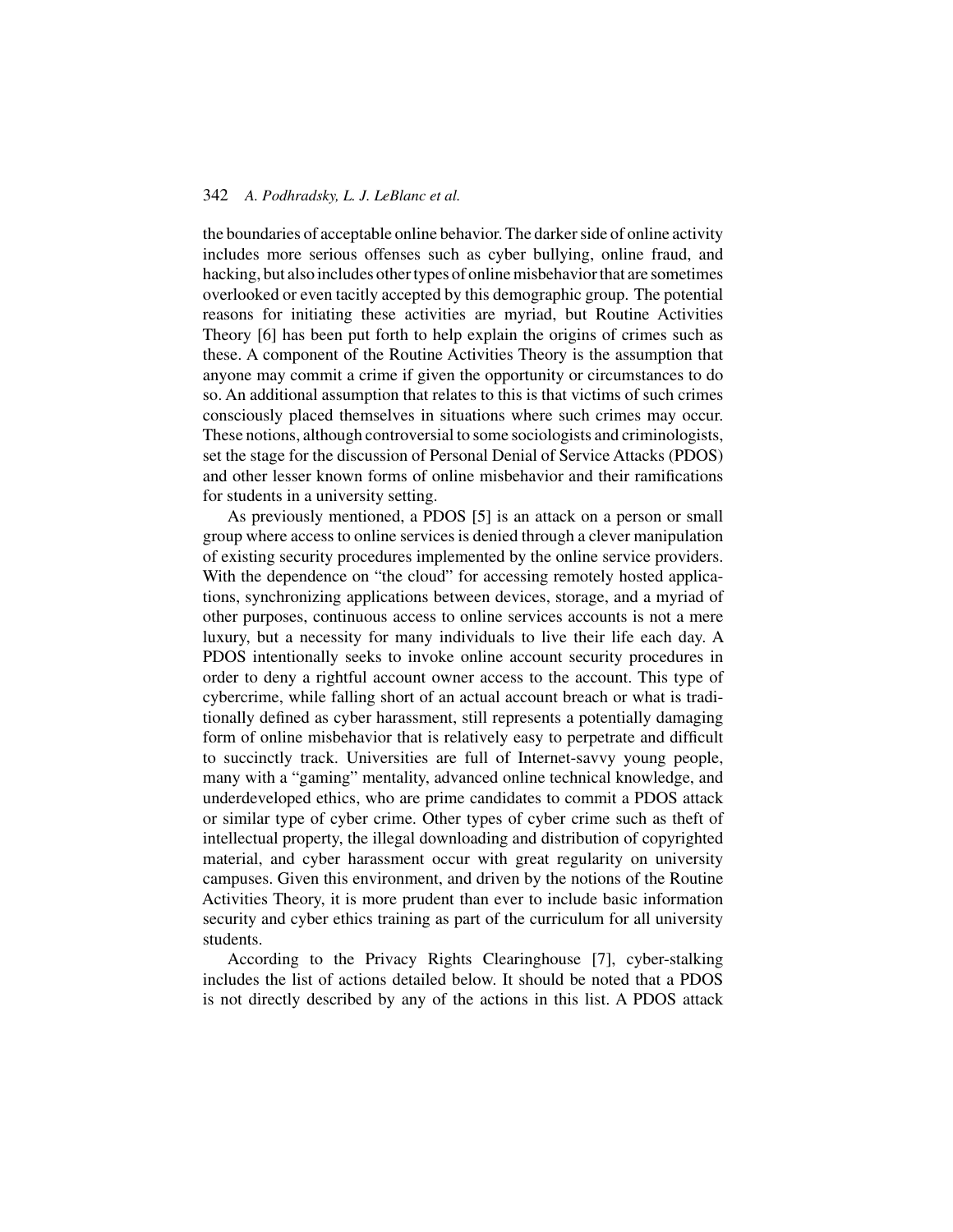the boundaries of acceptable online behavior. The darker side of online activity includes more serious offenses such as cyber bullying, online fraud, and hacking, but also includes other types of online misbehavior that are sometimes overlooked or even tacitly accepted by this demographic group. The potential reasons for initiating these activities are myriad, but Routine Activities Theory [6] has been put forth to help explain the origins of crimes such as these. A component of the Routine Activities Theory is the assumption that anyone may commit a crime if given the opportunity or circumstances to do so. An additional assumption that relates to this is that victims of such crimes consciously placed themselves in situations where such crimes may occur. These notions, although controversial to some sociologists and criminologists, set the stage for the discussion of Personal Denial of Service Attacks (PDOS) and other lesser known forms of online misbehavior and their ramifications for students in a university setting.

As previously mentioned, a PDOS [5] is an attack on a person or small group where access to online services is denied through a clever manipulation of existing security procedures implemented by the online service providers. With the dependence on "the cloud" for accessing remotely hosted applications, synchronizing applications between devices, storage, and a myriad of other purposes, continuous access to online services accounts is not a mere luxury, but a necessity for many individuals to live their life each day. A PDOS intentionally seeks to invoke online account security procedures in order to deny a rightful account owner access to the account. This type of cybercrime, while falling short of an actual account breach or what is traditionally defined as cyber harassment, still represents a potentially damaging form of online misbehavior that is relatively easy to perpetrate and difficult to succinctly track. Universities are full of Internet-savvy young people, many with a "gaming" mentality, advanced online technical knowledge, and underdeveloped ethics, who are prime candidates to commit a PDOS attack or similar type of cyber crime. Other types of cyber crime such as theft of intellectual property, the illegal downloading and distribution of copyrighted material, and cyber harassment occur with great regularity on university campuses. Given this environment, and driven by the notions of the Routine Activities Theory, it is more prudent than ever to include basic information security and cyber ethics training as part of the curriculum for all university students.

According to the Privacy Rights Clearinghouse [7], cyber-stalking includes the list of actions detailed below. It should be noted that a PDOS is not directly described by any of the actions in this list. A PDOS attack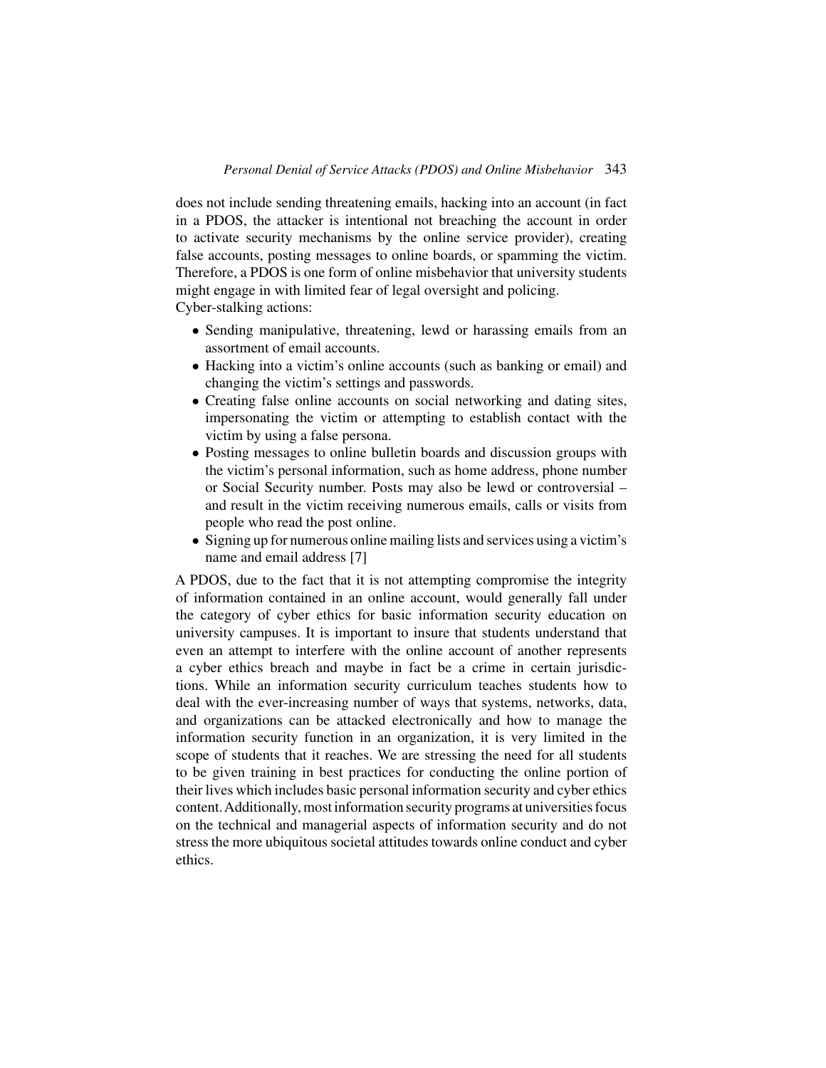does not include sending threatening emails, hacking into an account (in fact in a PDOS, the attacker is intentional not breaching the account in order to activate security mechanisms by the online service provider), creating false accounts, posting messages to online boards, or spamming the victim. Therefore, a PDOS is one form of online misbehavior that university students might engage in with limited fear of legal oversight and policing.

Cyber-stalking actions:

- Sending manipulative, threatening, lewd or harassing emails from an assortment of email accounts.
- Hacking into a victim's online accounts (such as banking or email) and changing the victim's settings and passwords.
- Creating false online accounts on social networking and dating sites, impersonating the victim or attempting to establish contact with the victim by using a false persona.
- Posting messages to online bulletin boards and discussion groups with the victim's personal information, such as home address, phone number or Social Security number. Posts may also be lewd or controversial – and result in the victim receiving numerous emails, calls or visits from people who read the post online.
- Signing up for numerous online mailing lists and services using a victim's name and email address [7]

A PDOS, due to the fact that it is not attempting compromise the integrity of information contained in an online account, would generally fall under the category of cyber ethics for basic information security education on university campuses. It is important to insure that students understand that even an attempt to interfere with the online account of another represents a cyber ethics breach and maybe in fact be a crime in certain jurisdictions. While an information security curriculum teaches students how to deal with the ever-increasing number of ways that systems, networks, data, and organizations can be attacked electronically and how to manage the information security function in an organization, it is very limited in the scope of students that it reaches. We are stressing the need for all students to be given training in best practices for conducting the online portion of their lives which includes basic personal information security and cyber ethics content. Additionally, most information security programs at universities focus on the technical and managerial aspects of information security and do not stress the more ubiquitous societal attitudes towards online conduct and cyber ethics.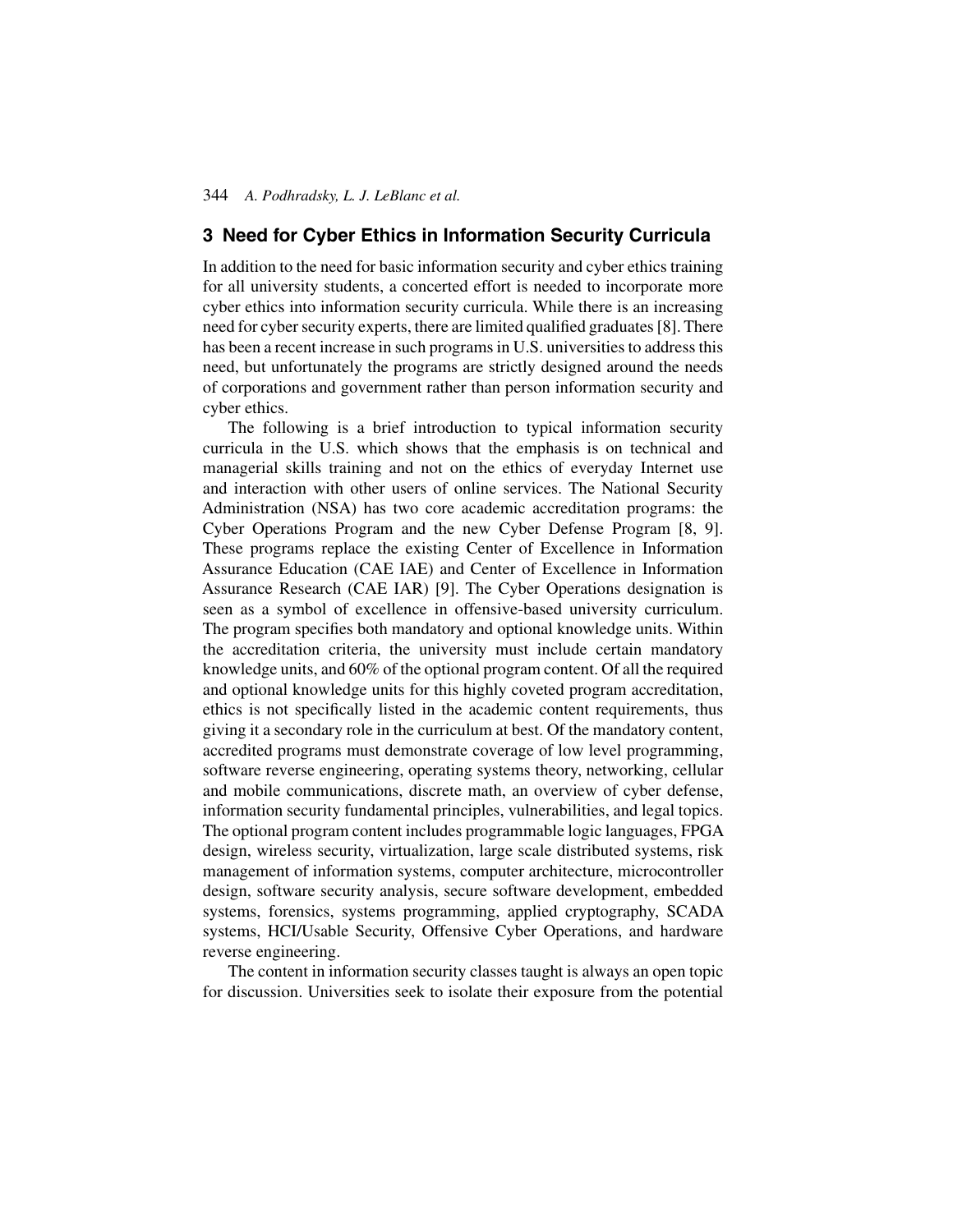## 3 Need for Cyber Ethics in Information Security Curricula

In addition to the need for basic information security and cyber ethics training for all university students, a concerted effort is needed to incorporate more cyber ethics into information security curricula. While there is an increasing need for cyber security experts, there are limited qualified graduates [8]. There has been a recent increase in such programs in U.S. universities to address this need, but unfortunately the programs are strictly designed around the needs of corporations and government rather than person information security and cyber ethics.

The following is a brief introduction to typical information security curricula in the U.S. which shows that the emphasis is on technical and managerial skills training and not on the ethics of everyday Internet use and interaction with other users of online services. The National Security Administration (NSA) has two core academic accreditation programs: the Cyber Operations Program and the new Cyber Defense Program [8, 9]. These programs replace the existing Center of Excellence in Information Assurance Education (CAE IAE) and Center of Excellence in Information Assurance Research (CAE IAR) [9]. The Cyber Operations designation is seen as a symbol of excellence in offensive-based university curriculum. The program specifies both mandatory and optional knowledge units. Within the accreditation criteria, the university must include certain mandatory knowledge units, and 60% of the optional program content. Of all the required and optional knowledge units for this highly coveted program accreditation, ethics is not specifically listed in the academic content requirements, thus giving it a secondary role in the curriculum at best. Of the mandatory content, accredited programs must demonstrate coverage of low level programming, software reverse engineering, operating systems theory, networking, cellular and mobile communications, discrete math, an overview of cyber defense, information security fundamental principles, vulnerabilities, and legal topics. The optional program content includes programmable logic languages, FPGA design, wireless security, virtualization, large scale distributed systems, risk management of information systems, computer architecture, microcontroller design, software security analysis, secure software development, embedded systems, forensics, systems programming, applied cryptography, SCADA systems, HCI/Usable Security, Offensive Cyber Operations, and hardware reverse engineering.

The content in information security classes taught is always an open topic for discussion. Universities seek to isolate their exposure from the potential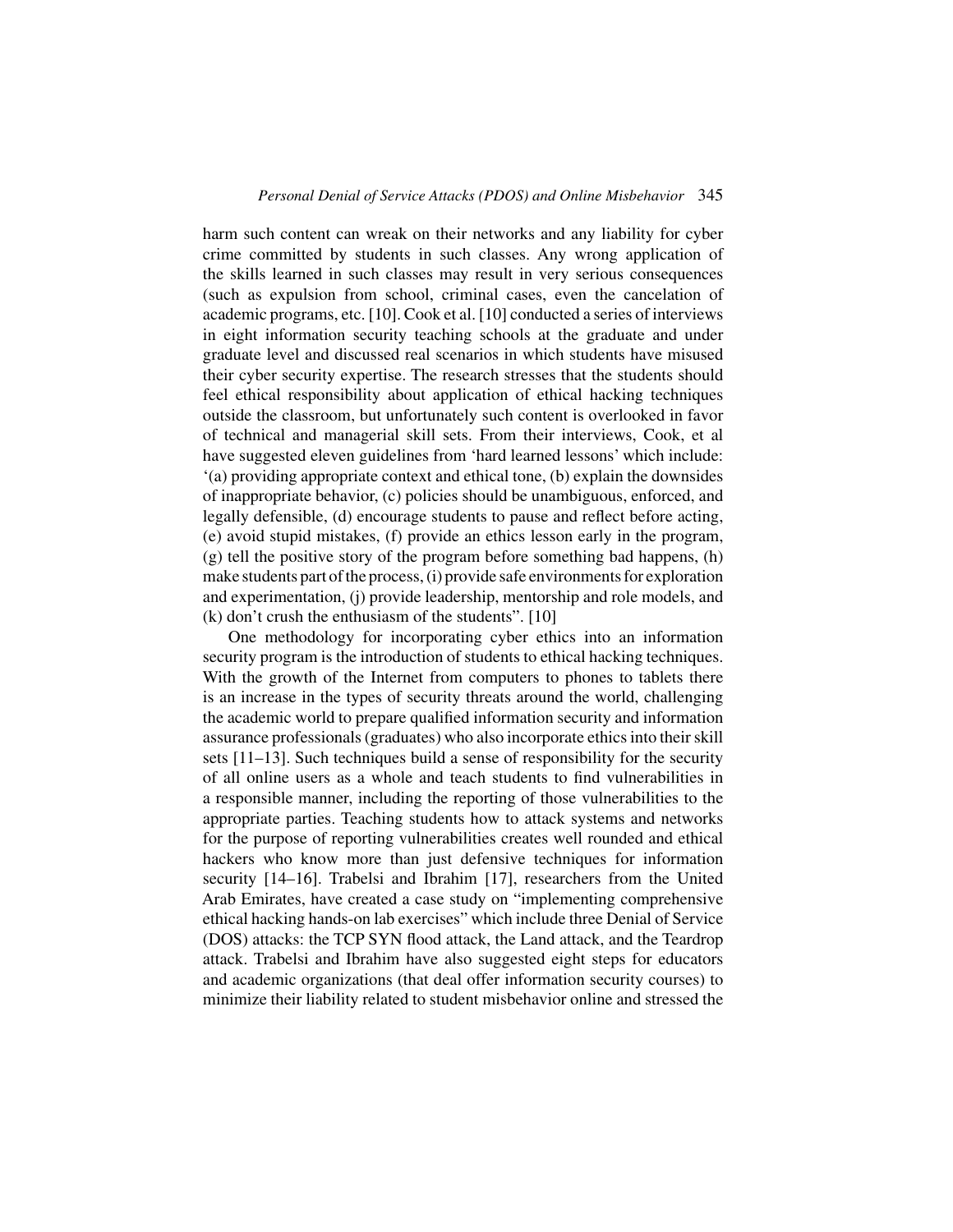harm such content can wreak on their networks and any liability for cyber crime committed by students in such classes. Any wrong application of the skills learned in such classes may result in very serious consequences (such as expulsion from school, criminal cases, even the cancelation of academic programs, etc. [10]. Cook et al. [10] conducted a series of interviews in eight information security teaching schools at the graduate and under graduate level and discussed real scenarios in which students have misused their cyber security expertise. The research stresses that the students should feel ethical responsibility about application of ethical hacking techniques outside the classroom, but unfortunately such content is overlooked in favor of technical and managerial skill sets. From their interviews, Cook, et al have suggested eleven guidelines from 'hard learned lessons' which include: '(a) providing appropriate context and ethical tone, (b) explain the downsides of inappropriate behavior, (c) policies should be unambiguous, enforced, and legally defensible, (d) encourage students to pause and reflect before acting, (e) avoid stupid mistakes, (f) provide an ethics lesson early in the program, (g) tell the positive story of the program before something bad happens, (h) make students part of the process, (i) provide safe environments for exploration and experimentation, (j) provide leadership, mentorship and role models, and (k) don't crush the enthusiasm of the students". [10]

One methodology for incorporating cyber ethics into an information security program is the introduction of students to ethical hacking techniques. With the growth of the Internet from computers to phones to tablets there is an increase in the types of security threats around the world, challenging the academic world to prepare qualified information security and information assurance professionals (graduates) who also incorporate ethics into their skill sets [11–13]. Such techniques build a sense of responsibility for the security of all online users as a whole and teach students to find vulnerabilities in a responsible manner, including the reporting of those vulnerabilities to the appropriate parties. Teaching students how to attack systems and networks for the purpose of reporting vulnerabilities creates well rounded and ethical hackers who know more than just defensive techniques for information security [14–16]. Trabelsi and Ibrahim [17], researchers from the United Arab Emirates, have created a case study on "implementing comprehensive ethical hacking hands-on lab exercises" which include three Denial of Service (DOS) attacks: the TCP SYN flood attack, the Land attack, and the Teardrop attack. Trabelsi and Ibrahim have also suggested eight steps for educators and academic organizations (that deal offer information security courses) to minimize their liability related to student misbehavior online and stressed the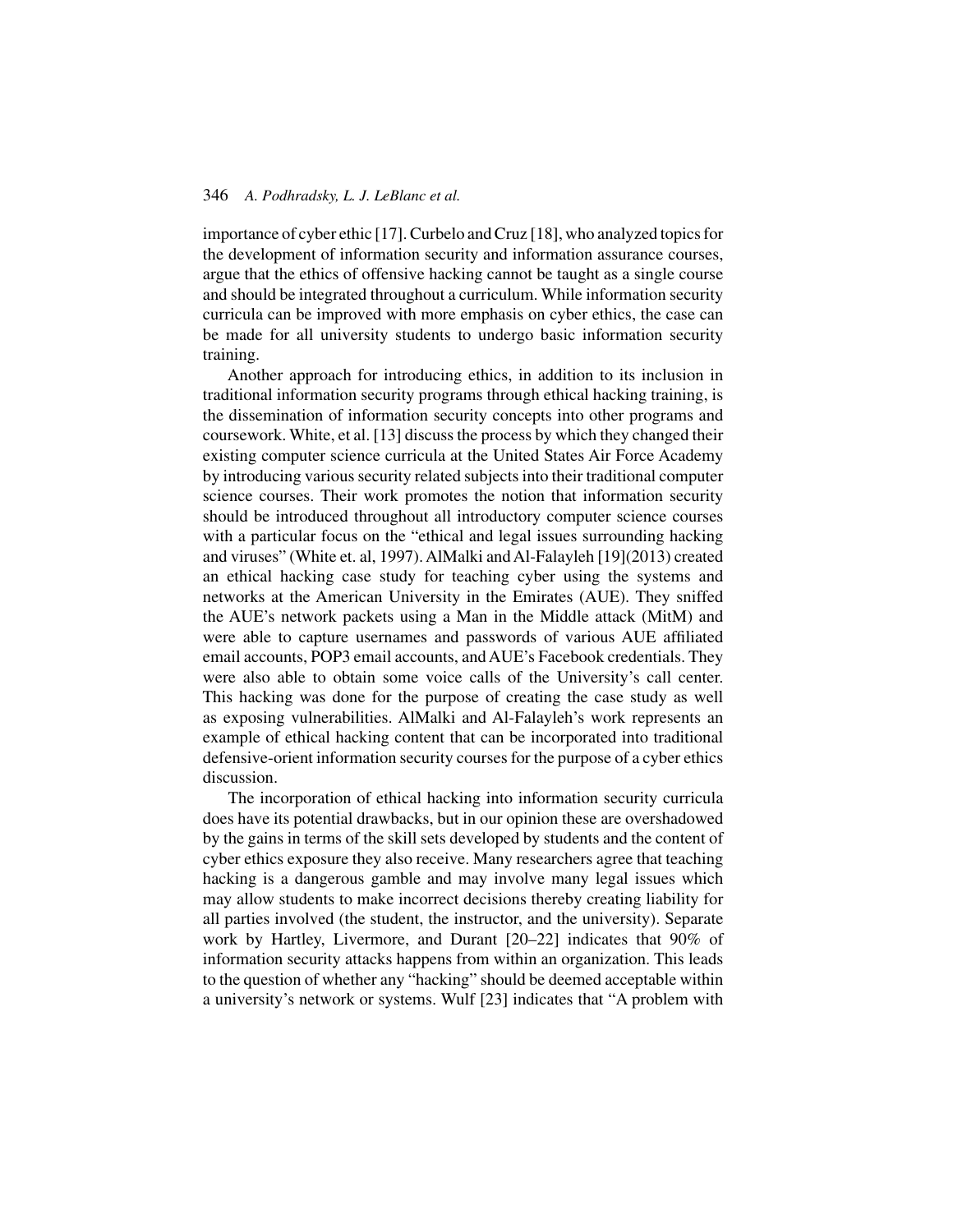importance of cyber ethic [17]. Curbelo and Cruz [18], who analyzed topics for the development of information security and information assurance courses, argue that the ethics of offensive hacking cannot be taught as a single course and should be integrated throughout a curriculum. While information security curricula can be improved with more emphasis on cyber ethics, the case can be made for all university students to undergo basic information security training.

Another approach for introducing ethics, in addition to its inclusion in traditional information security programs through ethical hacking training, is the dissemination of information security concepts into other programs and coursework. White, et al. [13] discuss the process by which they changed their existing computer science curricula at the United States Air Force Academy by introducing various security related subjects into their traditional computer science courses. Their work promotes the notion that information security should be introduced throughout all introductory computer science courses with a particular focus on the "ethical and legal issues surrounding hacking and viruses" (White et. al, 1997). AlMalki and Al-Falayleh [19](2013) created an ethical hacking case study for teaching cyber using the systems and networks at the American University in the Emirates (AUE). They sniffed the AUE's network packets using a Man in the Middle attack (MitM) and were able to capture usernames and passwords of various AUE affiliated email accounts, POP3 email accounts, and AUE's Facebook credentials. They were also able to obtain some voice calls of the University's call center. This hacking was done for the purpose of creating the case study as well as exposing vulnerabilities. AlMalki and Al-Falayleh's work represents an example of ethical hacking content that can be incorporated into traditional defensive-orient information security courses for the purpose of a cyber ethics discussion.

The incorporation of ethical hacking into information security curricula does have its potential drawbacks, but in our opinion these are overshadowed by the gains in terms of the skill sets developed by students and the content of cyber ethics exposure they also receive. Many researchers agree that teaching hacking is a dangerous gamble and may involve many legal issues which may allow students to make incorrect decisions thereby creating liability for all parties involved (the student, the instructor, and the university). Separate work by Hartley, Livermore, and Durant [20–22] indicates that 90% of information security attacks happens from within an organization. This leads to the question of whether any "hacking" should be deemed acceptable within a university's network or systems. Wulf [23] indicates that "A problem with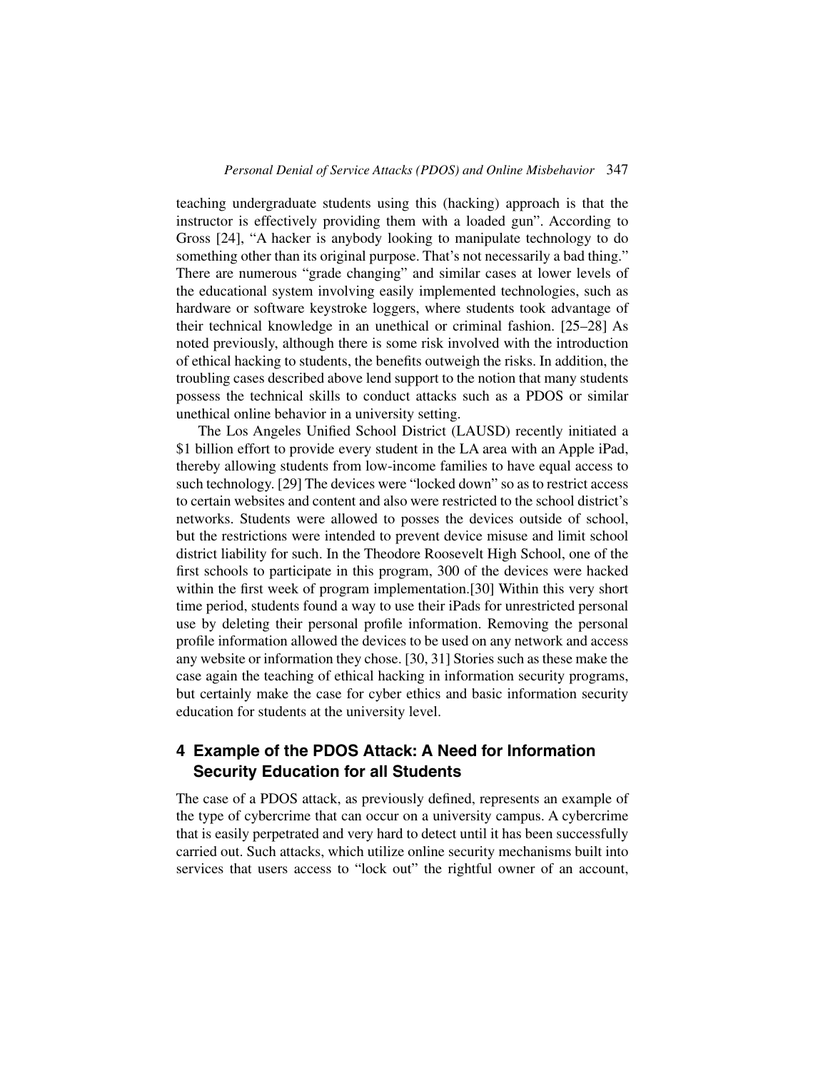teaching undergraduate students using this (hacking) approach is that the instructor is effectively providing them with a loaded gun". According to Gross [24], "A hacker is anybody looking to manipulate technology to do something other than its original purpose. That's not necessarily a bad thing." There are numerous "grade changing" and similar cases at lower levels of the educational system involving easily implemented technologies, such as hardware or software keystroke loggers, where students took advantage of their technical knowledge in an unethical or criminal fashion. [25–28] As noted previously, although there is some risk involved with the introduction of ethical hacking to students, the benefits outweigh the risks. In addition, the troubling cases described above lend support to the notion that many students possess the technical skills to conduct attacks such as a PDOS or similar unethical online behavior in a university setting.

The Los Angeles Unified School District (LAUSD) recently initiated a $1 billion effort to provide every student in the LA area with an Apple iPad, thereby allowing students from low-income families to have equal access to such technology. [29] The devices were "locked down" so as to restrict access to certain websites and content and also were restricted to the school district's networks. Students were allowed to posses the devices outside of school, but the restrictions were intended to prevent device misuse and limit school district liability for such. In the Theodore Roosevelt High School, one of the first schools to participate in this program, 300 of the devices were hacked within the first week of program implementation.[30] Within this very short time period, students found a way to use their iPads for unrestricted personal use by deleting their personal profile information. Removing the personal profile information allowed the devices to be used on any network and access any website or information they chose. [30, 31] Stories such as these make the case again the teaching of ethical hacking in information security programs, but certainly make the case for cyber ethics and basic information security education for students at the university level.

## 4 Example of the PDOS Attack: A Need for Information Security Education for all Students

The case of a PDOS attack, as previously defined, represents an example of the type of cybercrime that can occur on a university campus. A cybercrime that is easily perpetrated and very hard to detect until it has been successfully carried out. Such attacks, which utilize online security mechanisms built into services that users access to "lock out" the rightful owner of an account,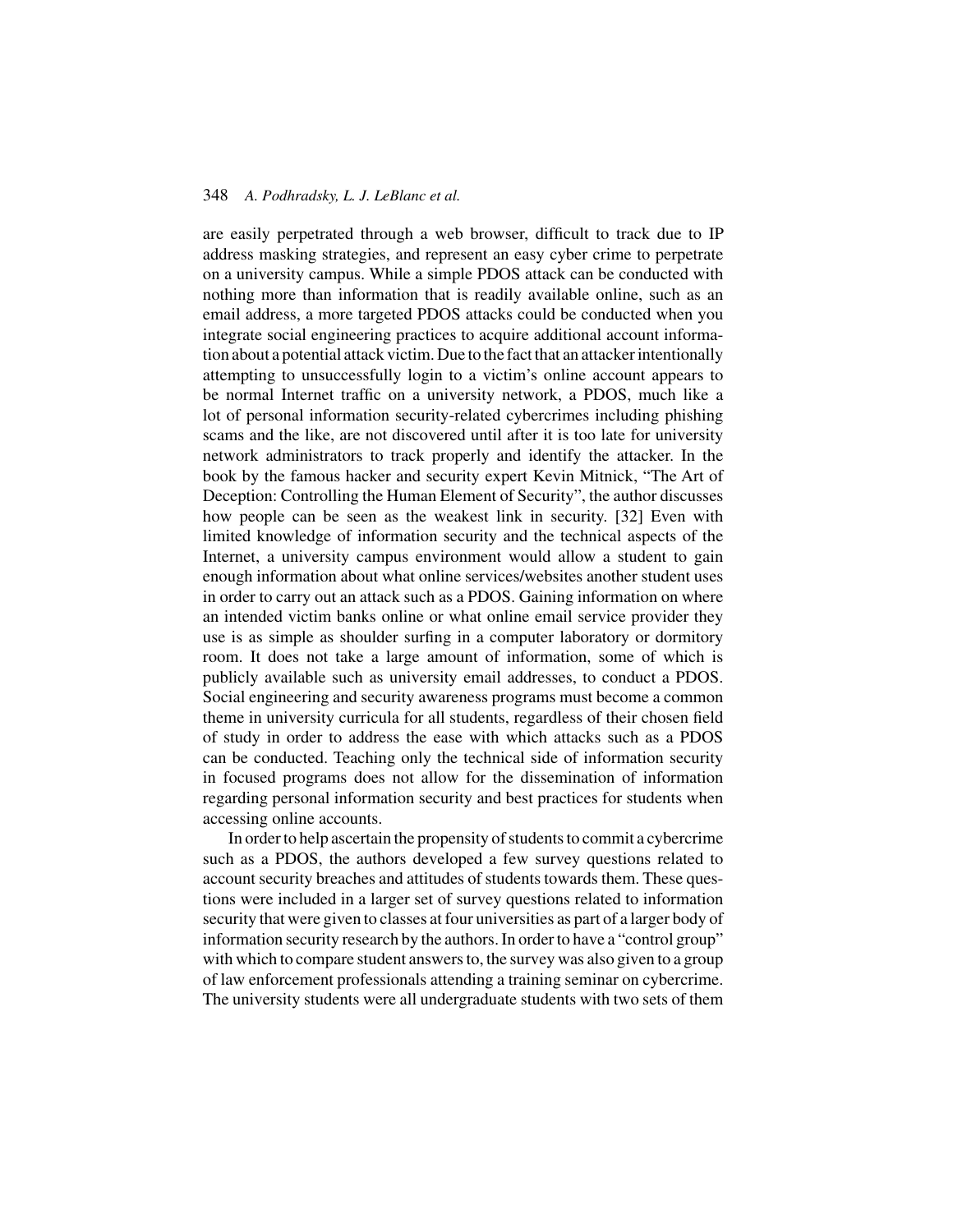are easily perpetrated through a web browser, difficult to track due to IP address masking strategies, and represent an easy cyber crime to perpetrate on a university campus. While a simple PDOS attack can be conducted with nothing more than information that is readily available online, such as an email address, a more targeted PDOS attacks could be conducted when you integrate social engineering practices to acquire additional account information about a potential attack victim. Due to the fact that an attacker intentionally attempting to unsuccessfully login to a victim's online account appears to be normal Internet traffic on a university network, a PDOS, much like a lot of personal information security-related cybercrimes including phishing scams and the like, are not discovered until after it is too late for university network administrators to track properly and identify the attacker. In the book by the famous hacker and security expert Kevin Mitnick, "The Art of Deception: Controlling the Human Element of Security", the author discusses how people can be seen as the weakest link in security. [32] Even with limited knowledge of information security and the technical aspects of the Internet, a university campus environment would allow a student to gain enough information about what online services/websites another student uses in order to carry out an attack such as a PDOS. Gaining information on where an intended victim banks online or what online email service provider they use is as simple as shoulder surfing in a computer laboratory or dormitory room. It does not take a large amount of information, some of which is publicly available such as university email addresses, to conduct a PDOS. Social engineering and security awareness programs must become a common theme in university curricula for all students, regardless of their chosen field of study in order to address the ease with which attacks such as a PDOS can be conducted. Teaching only the technical side of information security in focused programs does not allow for the dissemination of information regarding personal information security and best practices for students when accessing online accounts.

In order to help ascertain the propensity of students to commit a cybercrime such as a PDOS, the authors developed a few survey questions related to account security breaches and attitudes of students towards them. These questions were included in a larger set of survey questions related to information security that were given to classes at four universities as part of a larger body of information security research by the authors. In order to have a "control group" with which to compare student answers to, the survey was also given to a group of law enforcement professionals attending a training seminar on cybercrime. The university students were all undergraduate students with two sets of them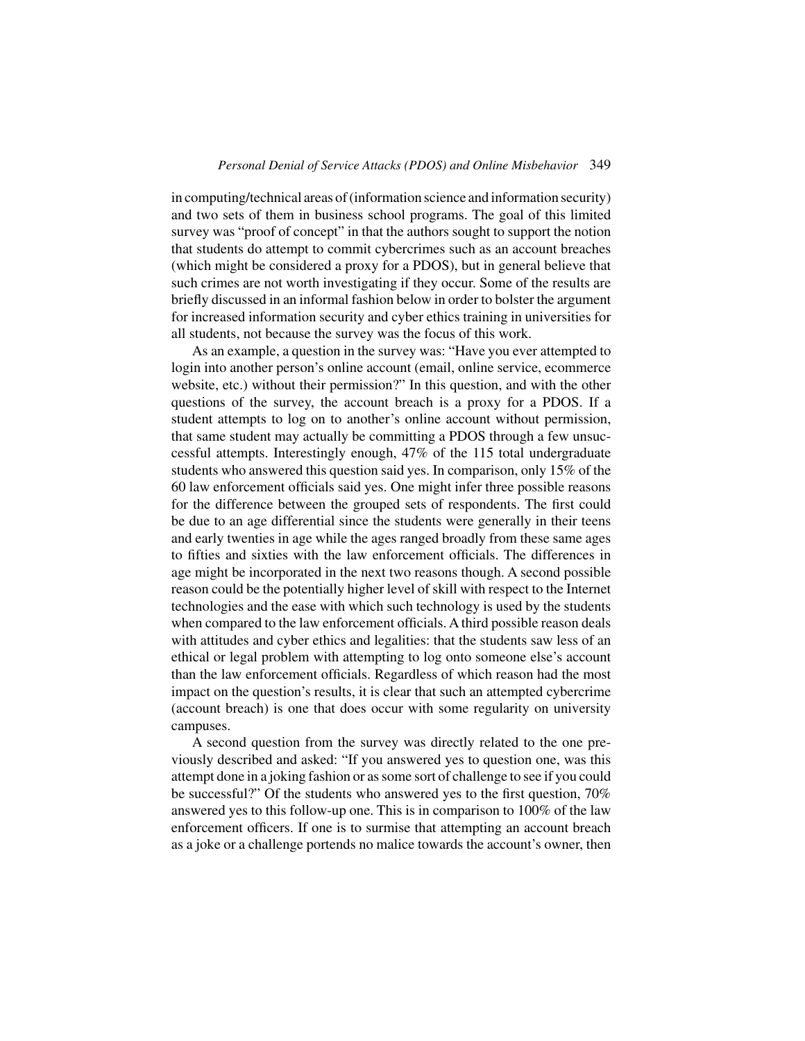in computing/technical areas of (information science and information security) and two sets of them in business school programs. The goal of this limited survey was "proof of concept" in that the authors sought to support the notion that students do attempt to commit cybercrimes such as an account breaches (which might be considered a proxy for a PDOS), but in general believe that such crimes are not worth investigating if they occur. Some of the results are briefly discussed in an informal fashion below in order to bolster the argument for increased information security and cyber ethics training in universities for all students, not because the survey was the focus of this work.

As an example, a question in the survey was: "Have you ever attempted to login into another person's online account (email, online service, ecommerce website, etc.) without their permission?" In this question, and with the other questions of the survey, the account breach is a proxy for a PDOS. If a student attempts to log on to another's online account without permission, that same student may actually be committing a PDOS through a few unsuccessful attempts. Interestingly enough, 47% of the 115 total undergraduate students who answered this question said yes. In comparison, only 15% of the 60 law enforcement officials said yes. One might infer three possible reasons for the difference between the grouped sets of respondents. The first could be due to an age differential since the students were generally in their teens and early twenties in age while the ages ranged broadly from these same ages to fifties and sixties with the law enforcement officials. The differences in age might be incorporated in the next two reasons though. A second possible reason could be the potentially higher level of skill with respect to the Internet technologies and the ease with which such technology is used by the students when compared to the law enforcement officials. A third possible reason deals with attitudes and cyber ethics and legalities: that the students saw less of an ethical or legal problem with attempting to log onto someone else's account than the law enforcement officials. Regardless of which reason had the most impact on the question's results, it is clear that such an attempted cybercrime (account breach) is one that does occur with some regularity on university campuses.

A second question from the survey was directly related to the one previously described and asked: "If you answered yes to question one, was this attempt done in a joking fashion or as some sort of challenge to see if you could be successful?" Of the students who answered yes to the first question, 70% answered yes to this follow-up one. This is in comparison to 100% of the law enforcement officers. If one is to surmise that attempting an account breach as a joke or a challenge portends no malice towards the account's owner, then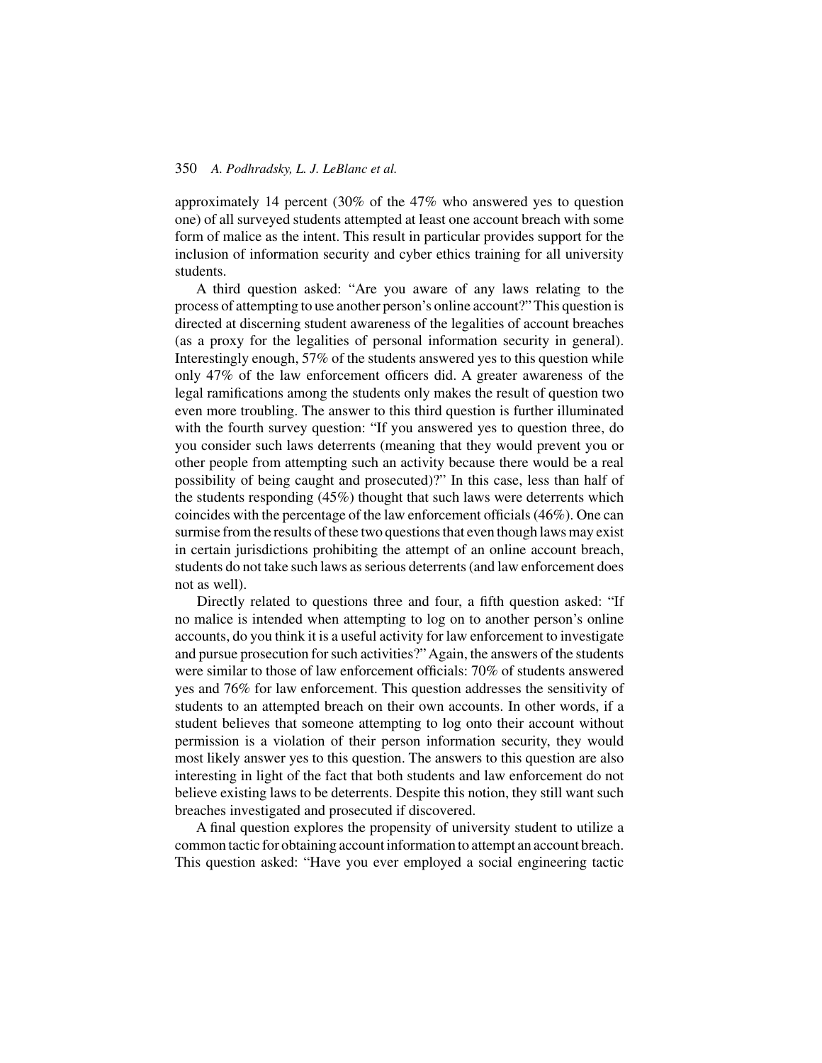approximately 14 percent (30% of the 47% who answered yes to question one) of all surveyed students attempted at least one account breach with some form of malice as the intent. This result in particular provides support for the inclusion of information security and cyber ethics training for all university students.

A third question asked: "Are you aware of any laws relating to the process of attempting to use another person's online account?" This question is directed at discerning student awareness of the legalities of account breaches (as a proxy for the legalities of personal information security in general). Interestingly enough, 57% of the students answered yes to this question while only 47% of the law enforcement officers did. A greater awareness of the legal ramifications among the students only makes the result of question two even more troubling. The answer to this third question is further illuminated with the fourth survey question: "If you answered yes to question three, do you consider such laws deterrents (meaning that they would prevent you or other people from attempting such an activity because there would be a real possibility of being caught and prosecuted)?" In this case, less than half of the students responding (45%) thought that such laws were deterrents which coincides with the percentage of the law enforcement officials (46%). One can surmise from the results of these two questions that even though laws may exist in certain jurisdictions prohibiting the attempt of an online account breach, students do not take such laws as serious deterrents (and law enforcement does not as well).

Directly related to questions three and four, a fifth question asked: "If no malice is intended when attempting to log on to another person's online accounts, do you think it is a useful activity for law enforcement to investigate and pursue prosecution for such activities?" Again, the answers of the students were similar to those of law enforcement officials: 70% of students answered yes and 76% for law enforcement. This question addresses the sensitivity of students to an attempted breach on their own accounts. In other words, if a student believes that someone attempting to log onto their account without permission is a violation of their person information security, they would most likely answer yes to this question. The answers to this question are also interesting in light of the fact that both students and law enforcement do not believe existing laws to be deterrents. Despite this notion, they still want such breaches investigated and prosecuted if discovered.

A final question explores the propensity of university student to utilize a common tactic for obtaining account information to attempt an account breach. This question asked: "Have you ever employed a social engineering tactic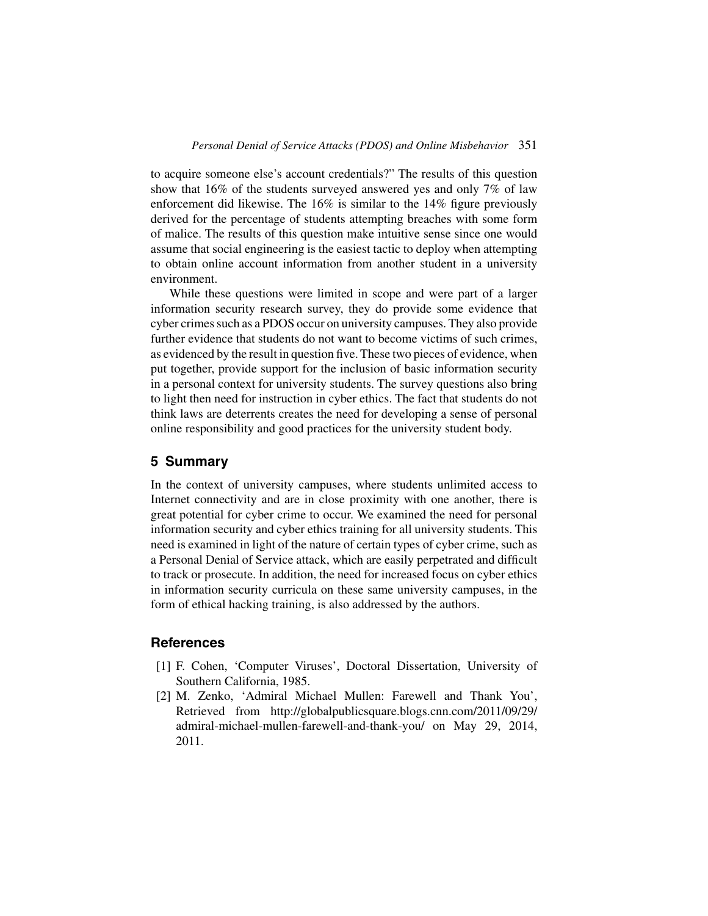to acquire someone else's account credentials?" The results of this question show that 16% of the students surveyed answered yes and only 7% of law enforcement did likewise. The 16% is similar to the 14% figure previously derived for the percentage of students attempting breaches with some form of malice. The results of this question make intuitive sense since one would assume that social engineering is the easiest tactic to deploy when attempting to obtain online account information from another student in a university environment.

While these questions were limited in scope and were part of a larger information security research survey, they do provide some evidence that cyber crimes such as a PDOS occur on university campuses. They also provide further evidence that students do not want to become victims of such crimes, as evidenced by the result in question five. These two pieces of evidence, when put together, provide support for the inclusion of basic information security in a personal context for university students. The survey questions also bring to light then need for instruction in cyber ethics. The fact that students do not think laws are deterrents creates the need for developing a sense of personal online responsibility and good practices for the university student body.

## 5 Summary

In the context of university campuses, where students unlimited access to Internet connectivity and are in close proximity with one another, there is great potential for cyber crime to occur. We examined the need for personal information security and cyber ethics training for all university students. This need is examined in light of the nature of certain types of cyber crime, such as a Personal Denial of Service attack, which are easily perpetrated and difficult to track or prosecute. In addition, the need for increased focus on cyber ethics in information security curricula on these same university campuses, in the form of ethical hacking training, is also addressed by the authors.

## References

[1] F. Cohen, 'Computer Viruses', Doctoral Dissertation, University of Southern California, 1985.

[2] M. Zenko, 'Admiral Michael Mullen: Farewell and Thank You', Retrieved from http://globalpublicsquare.blogs.cnn.com/2011/09/29/admiral-michael-mullen-farewell-and-thank-you/ on May 29, 2014, 2011.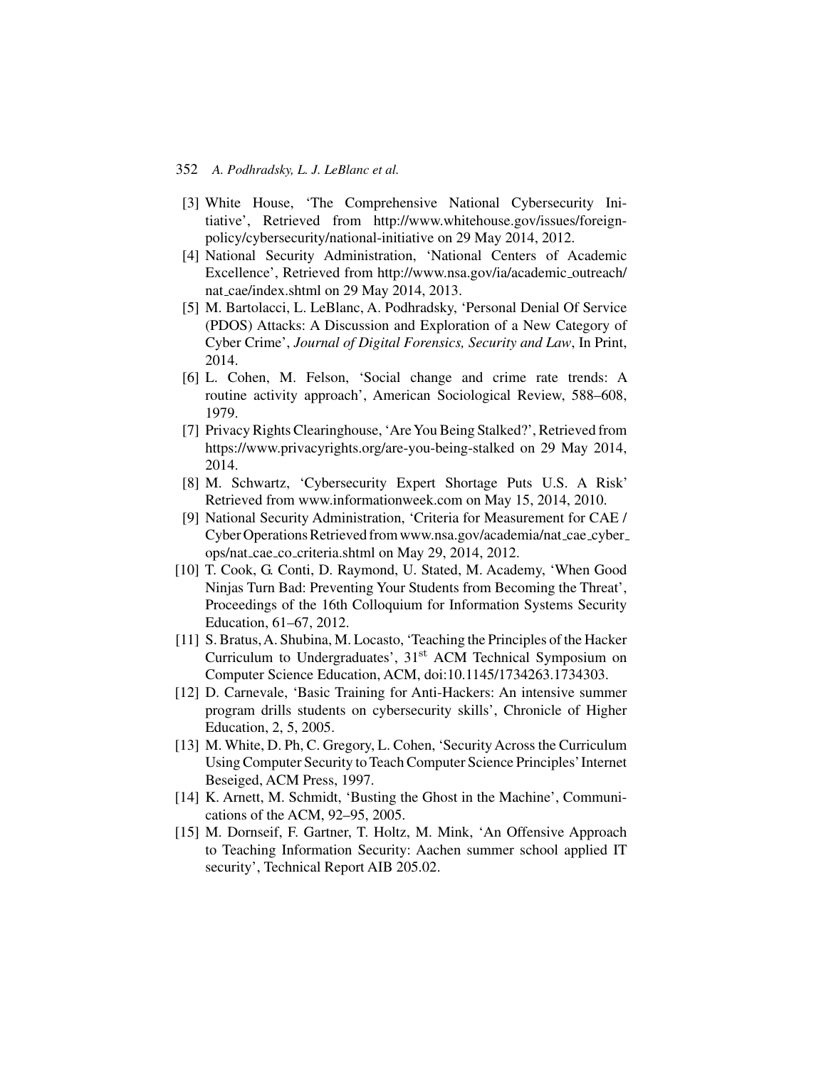[3] White House, 'The Comprehensive National Cybersecurity Initiative', Retrieved from http://www.whitehouse.gov/issues/foreign-policy/cybersecurity/national-initiative on 29 May 2014, 2012.

[4] National Security Administration, 'National Centers of Academic Excellence', Retrieved from http://www.nsa.gov/ia/academic_outreach/nat_cae/index.shtml on 29 May 2014, 2013.

[5] M. Bartolacci, L. LeBlanc, A. Podhradsky, 'Personal Denial Of Service (PDOS) Attacks: A Discussion and Exploration of a New Category of Cyber Crime', *Journal of Digital Forensics, Security and Law*, In Print, 2014.

[6] L. Cohen, M. Felson, 'Social change and crime rate trends: A routine activity approach', American Sociological Review, 588–608, 1979.

[7] Privacy Rights Clearinghouse, 'Are You Being Stalked?', Retrieved from https://www.privacyrights.org/are-you-being-stalked on 29 May 2014, 2014.

[8] M. Schwartz, 'Cybersecurity Expert Shortage Puts U.S. A Risk' Retrieved from www.informationweek.com on May 15, 2014, 2010.

[9] National Security Administration, 'Criteria for Measurement for CAE / Cyber Operations Retrieved from www.nsa.gov/academia/nat_cae_cyber_ops/nat_cae_co_criteria.shtml on May 29, 2014, 2012.

[10] T. Cook, G. Conti, D. Raymond, U. Stated, M. Academy, 'When Good Ninjas Turn Bad: Preventing Your Students from Becoming the Threat', Proceedings of the 16th Colloquium for Information Systems Security Education, 61–67, 2012.

[11] S. Bratus, A. Shubina, M. Locasto, 'Teaching the Principles of the Hacker Curriculum to Undergraduates', 31st ACM Technical Symposium on Computer Science Education, ACM, doi:10.1145/1734263.1734303.

[12] D. Carnevale, 'Basic Training for Anti-Hackers: An intensive summer program drills students on cybersecurity skills', Chronicle of Higher Education, 2, 5, 2005.

[13] M. White, D. Ph, C. Gregory, L. Cohen, 'Security Across the Curriculum Using Computer Security to Teach Computer Science Principles' Internet Beseiged, ACM Press, 1997.

[14] K. Arnett, M. Schmidt, 'Busting the Ghost in the Machine', Communications of the ACM, 92–95, 2005.

[15] M. Dornseif, F. Gartner, T. Holtz, M. Mink, 'An Offensive Approach to Teaching Information Security: Aachen summer school applied IT security', Technical Report AIB 205.02.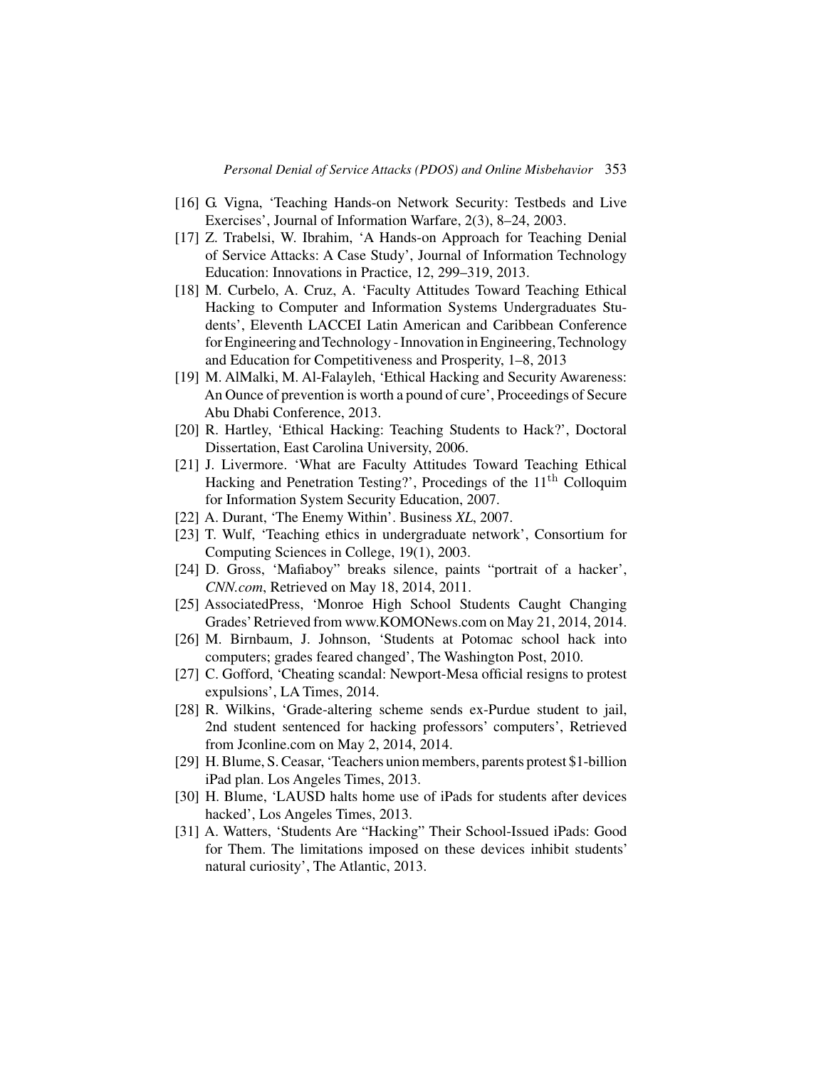[16] G. Vigna, 'Teaching Hands-on Network Security: Testbeds and Live Exercises', Journal of Information Warfare, 2(3), 8–24, 2003.

[17] Z. Trabelsi, W. Ibrahim, 'A Hands-on Approach for Teaching Denial of Service Attacks: A Case Study', Journal of Information Technology Education: Innovations in Practice, 12, 299–319, 2013.

[18] M. Curbelo, A. Cruz, A. 'Faculty Attitudes Toward Teaching Ethical Hacking to Computer and Information Systems Undergraduates Students', Eleventh LACCEI Latin American and Caribbean Conference for Engineering and Technology - Innovation in Engineering, Technology and Education for Competitiveness and Prosperity, 1–8, 2013

[19] M. AlMalki, M. Al-Falayleh, 'Ethical Hacking and Security Awareness: An Ounce of prevention is worth a pound of cure', Proceedings of Secure Abu Dhabi Conference, 2013.

[20] R. Hartley, 'Ethical Hacking: Teaching Students to Hack?', Doctoral Dissertation, East Carolina University, 2006.

[21] J. Livermore. 'What are Faculty Attitudes Toward Teaching Ethical Hacking and Penetration Testing?', Procedings of the 11$^{\text{th}}$ Colloquim for Information System Security Education, 2007.

[22] A. Durant, 'The Enemy Within'. Business *XL*, 2007.

[23] T. Wulf, 'Teaching ethics in undergraduate network', Consortium for Computing Sciences in College, 19(1), 2003.

[24] D. Gross, 'Mafiaboy" breaks silence, paints "portrait of a hacker', *CNN.com*, Retrieved on May 18, 2014, 2011.

[25] AssociatedPress, 'Monroe High School Students Caught Changing Grades' Retrieved from www.KOMONews.com on May 21, 2014, 2014.

[26] M. Birnbaum, J. Johnson, 'Students at Potomac school hack into computers; grades feared changed', The Washington Post, 2010.

[27] C. Gofford, 'Cheating scandal: Newport-Mesa official resigns to protest expulsions', LA Times, 2014.

[28] R. Wilkins, 'Grade-altering scheme sends ex-Purdue student to jail, 2nd student sentenced for hacking professors' computers', Retrieved from Jconline.com on May 2, 2014, 2014.

[29] H. Blume, S. Ceasar, 'Teachers union members, parents protest $1-billion iPad plan. Los Angeles Times, 2013.

[30] H. Blume, 'LAUSD halts home use of iPads for students after devices hacked', Los Angeles Times, 2013.

[31] A. Watters, 'Students Are "Hacking" Their School-Issued iPads: Good for Them. The limitations imposed on these devices inhibit students' natural curiosity', The Atlantic, 2013.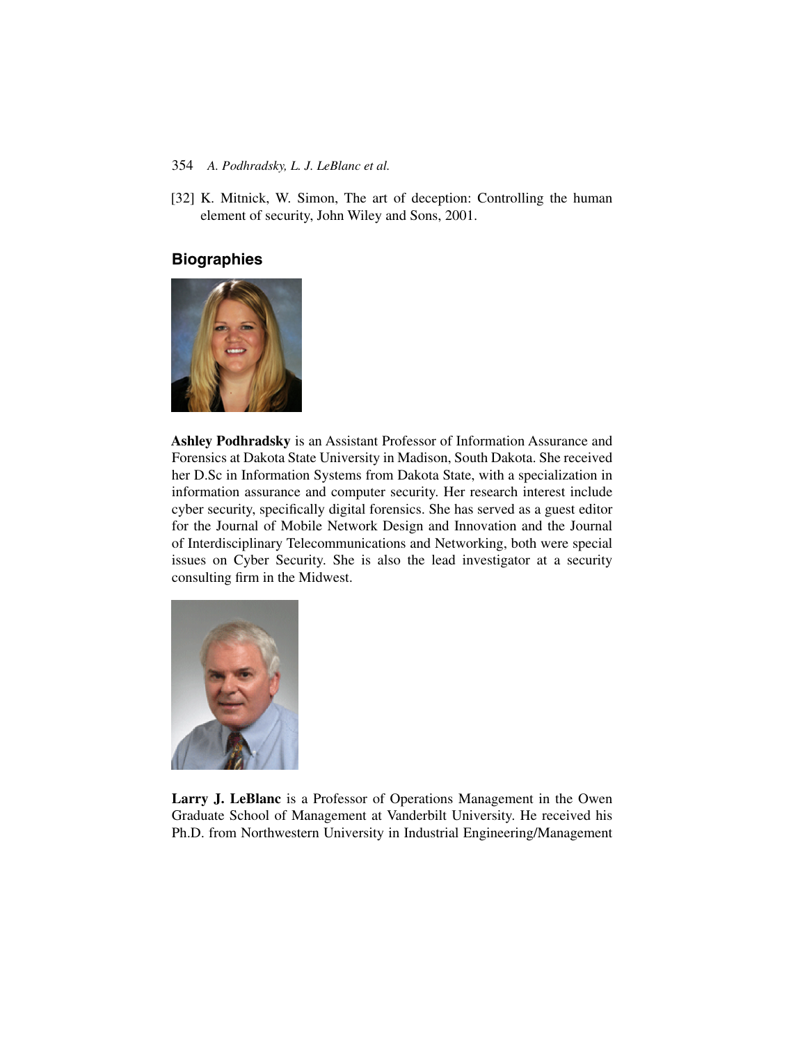[32] K. Mitnick, W. Simon, The art of deception: Controlling the human element of security, John Wiley and Sons, 2001.

## Biographies

**Ashley Podhradsky** is an Assistant Professor of Information Assurance and Forensics at Dakota State University in Madison, South Dakota. She received her D.Sc in Information Systems from Dakota State, with a specialization in information assurance and computer security. Her research interest include cyber security, specifically digital forensics. She has served as a guest editor for the Journal of Mobile Network Design and Innovation and the Journal of Interdisciplinary Telecommunications and Networking, both were special issues on Cyber Security. She is also the lead investigator at a security consulting firm in the Midwest.

**Larry J. LeBlanc** is a Professor of Operations Management in the Owen Graduate School of Management at Vanderbilt University. He received his Ph.D. from Northwestern University in Industrial Engineering/Management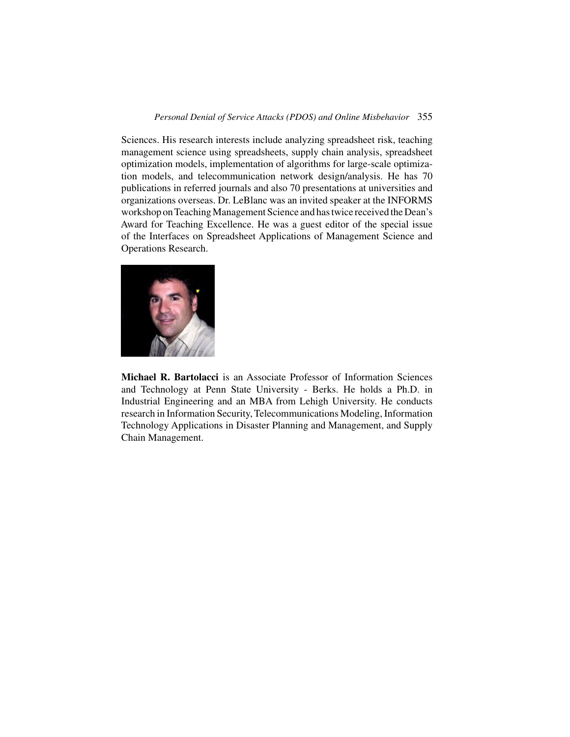Sciences. His research interests include analyzing spreadsheet risk, teaching management science using spreadsheets, supply chain analysis, spreadsheet optimization models, implementation of algorithms for large-scale optimization models, and telecommunication network design/analysis. He has 70 publications in referred journals and also 70 presentations at universities and organizations overseas. Dr. LeBlanc was an invited speaker at the INFORMS workshop on Teaching Management Science and has twice received the Dean's Award for Teaching Excellence. He was a guest editor of the special issue of the Interfaces on Spreadsheet Applications of Management Science and Operations Research.

**Michael R. Bartolacci** is an Associate Professor of Information Sciences and Technology at Penn State University - Berks. He holds a Ph.D. in Industrial Engineering and an MBA from Lehigh University. He conducts research in Information Security, Telecommunications Modeling, Information Technology Applications in Disaster Planning and Management, and Supply Chain Management.